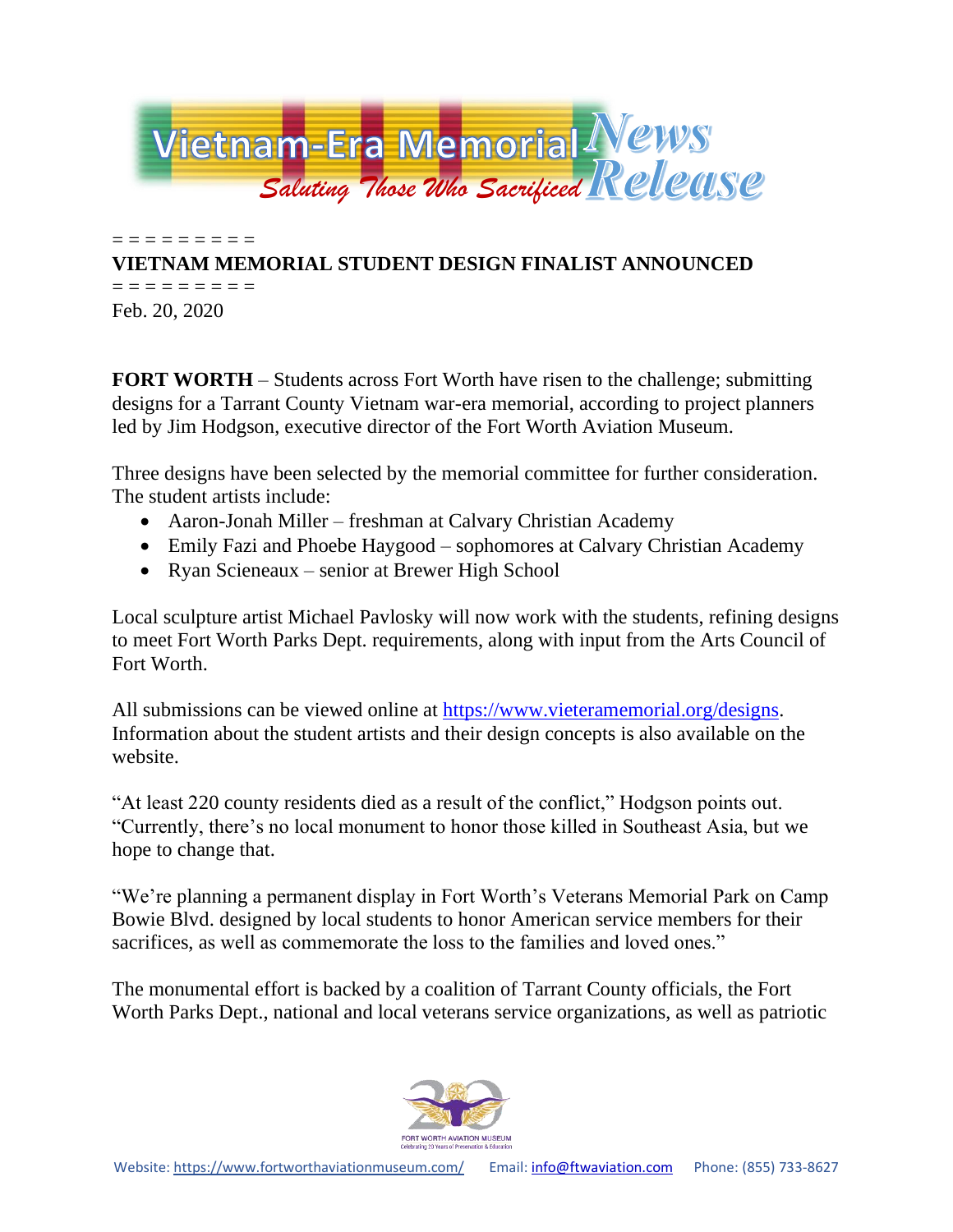Vietnam-Era Memorial News Release

*Saluting Those Who Sacrificed*

= = = = = = = = =

**VIETNAM MEMORIAL STUDENT DESIGN FINALIST ANNOUNCED**

= = = = = = = = =

Feb. 20, 2020

**FORT WORTH** – Students across Fort Worth have risen to the challenge; submitting designs for a Tarrant County Vietnam war-era memorial, according to project planners led by Jim Hodgson, executive director of the Fort Worth Aviation Museum.

Three designs have been selected by the memorial committee for further consideration. The student artists include:

- Aaron-Jonah Miller – freshman at Calvary Christian Academy
- Emily Fazi and Phoebe Haygood – sophomores at Calvary Christian Academy
- Ryan Scieneaux – senior at Brewer High School

Local sculpture artist Michael Pavlosky will now work with the students, refining designs to meet Fort Worth Parks Dept. requirements, along with input from the Arts Council of Fort Worth.

All submissions can be viewed online at https://www.vieteramemorial.org/designs. Information about the student artists and their design concepts is also available on the website.

"At least 220 county residents died as a result of the conflict," Hodgson points out. "Currently, there's no local monument to honor those killed in Southeast Asia, but we hope to change that.

"We're planning a permanent display in Fort Worth's Veterans Memorial Park on Camp Bowie Blvd. designed by local students to honor American service members for their sacrifices, as well as commemorate the loss to the families and loved ones."

The monumental effort is backed by a coalition of Tarrant County officials, the Fort Worth Parks Dept., national and local veterans service organizations, as well as patriotic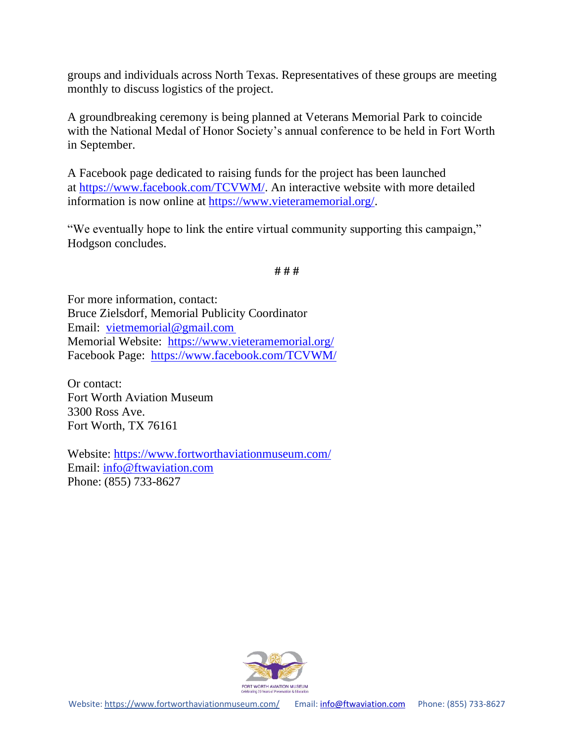groups and individuals across North Texas. Representatives of these groups are meeting monthly to discuss logistics of the project.

A groundbreaking ceremony is being planned at Veterans Memorial Park to coincide with the National Medal of Honor Society's annual conference to be held in Fort Worth in September.

A Facebook page dedicated to raising funds for the project has been launched at https://www.facebook.com/TCVWM/. An interactive website with more detailed information is now online at https://www.vieteramemorial.org/.

"We eventually hope to link the entire virtual community supporting this campaign," Hodgson concludes.

# # #

For more information, contact:
Bruce Zielsdorf, Memorial Publicity Coordinator
Email: vietmemorial@gmail.com
Memorial Website: https://www.vieteramemorial.org/
Facebook Page: https://www.facebook.com/TCVWM/

Or contact:
Fort Worth Aviation Museum
3300 Ross Ave.
Fort Worth, TX 76161

Website: https://www.fortworthaviationmuseum.com/
Email: info@ftwaviation.com
Phone: (855) 733-8627